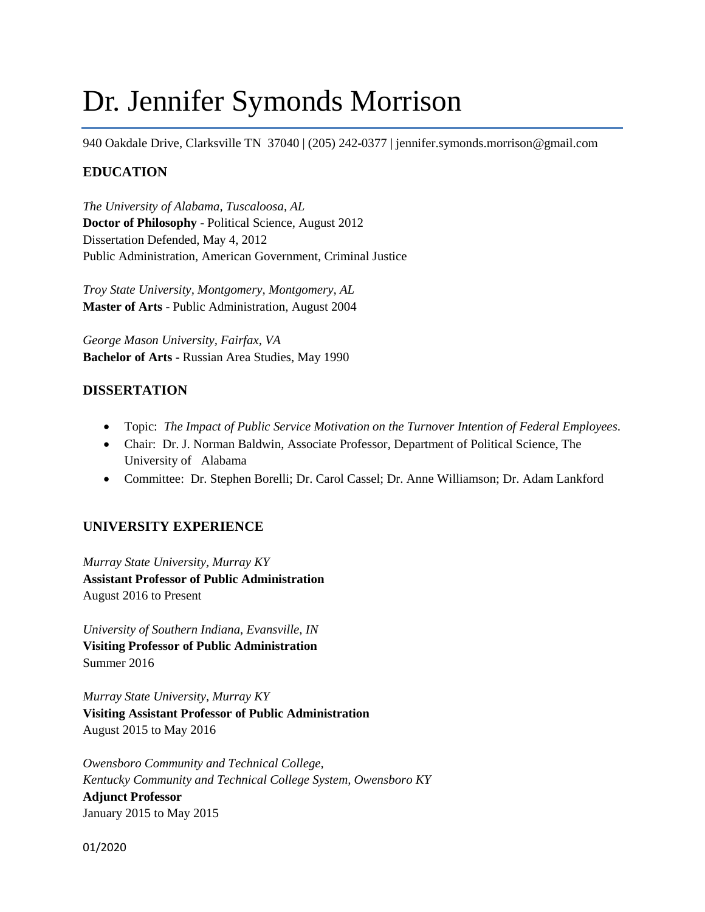# Dr. Jennifer Symonds Morrison

940 Oakdale Drive, Clarksville TN 37040 | (205) 242-0377 | jennifer.symonds.morrison@gmail.com

## EDUCATION

*The University of Alabama, Tuscaloosa, AL*
**Doctor of Philosophy** - Political Science, August 2012
Dissertation Defended, May 4, 2012
Public Administration, American Government, Criminal Justice

*Troy State University, Montgomery, Montgomery, AL*
**Master of Arts** - Public Administration, August 2004

*George Mason University, Fairfax, VA*
**Bachelor of Arts** - Russian Area Studies, May 1990

## DISSERTATION

- Topic: *The Impact of Public Service Motivation on the Turnover Intention of Federal Employees.*
- Chair: Dr. J. Norman Baldwin, Associate Professor, Department of Political Science, The University of Alabama
- Committee: Dr. Stephen Borelli; Dr. Carol Cassel; Dr. Anne Williamson; Dr. Adam Lankford

## UNIVERSITY EXPERIENCE

*Murray State University, Murray KY*
**Assistant Professor of Public Administration**
August 2016 to Present

*University of Southern Indiana, Evansville, IN*
**Visiting Professor of Public Administration**
Summer 2016

*Murray State University, Murray KY*
**Visiting Assistant Professor of Public Administration**
August 2015 to May 2016

*Owensboro Community and Technical College,*
*Kentucky Community and Technical College System, Owensboro KY*
**Adjunct Professor**
January 2015 to May 2015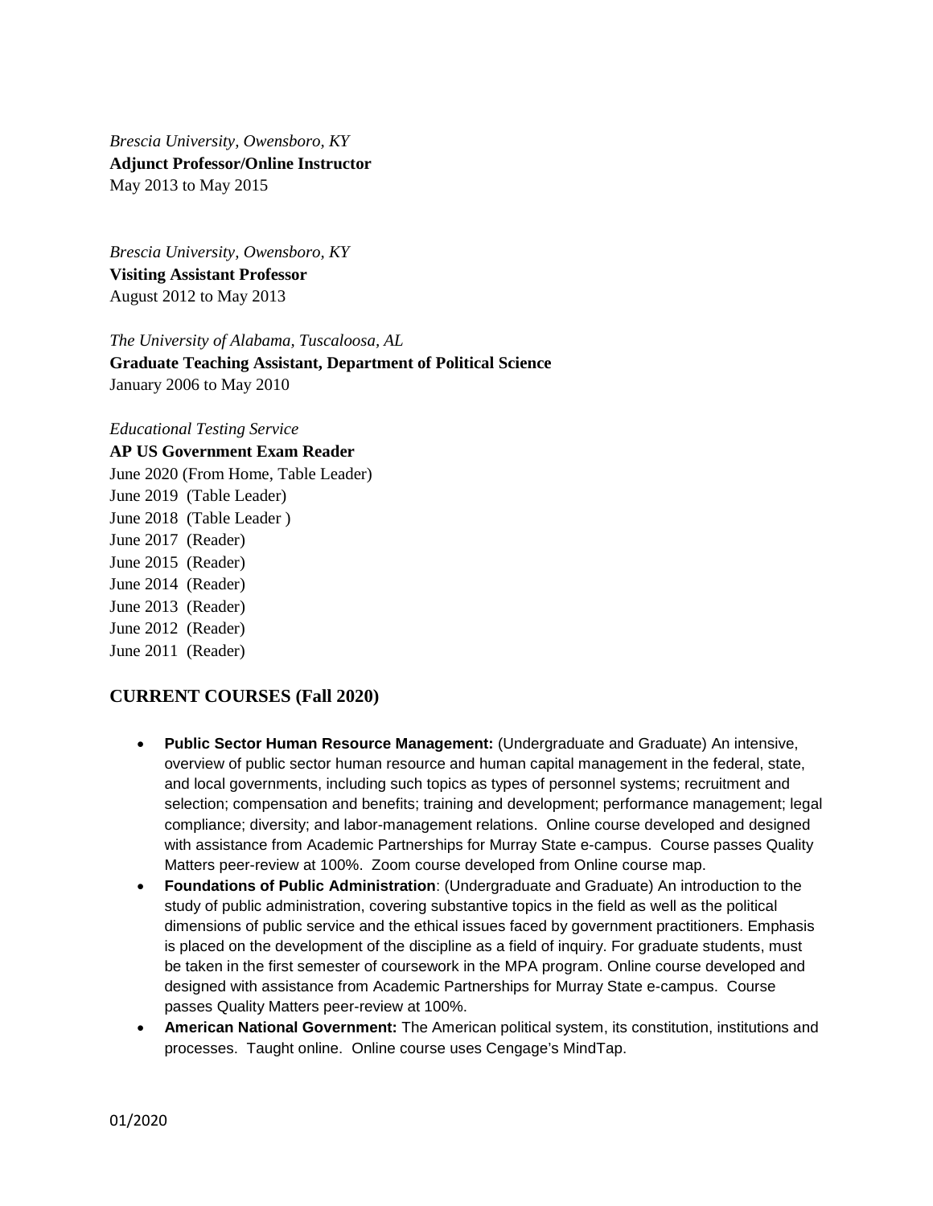*Brescia University, Owensboro, KY*
**Adjunct Professor/Online Instructor**
May 2013 to May 2015

*Brescia University, Owensboro, KY*
**Visiting Assistant Professor**
August 2012 to May 2013

*The University of Alabama, Tuscaloosa, AL*
**Graduate Teaching Assistant, Department of Political Science**
January 2006 to May 2010

*Educational Testing Service*
**AP US Government Exam Reader**
June 2020 (From Home, Table Leader)
June 2019 (Table Leader)
June 2018 (Table Leader )
June 2017 (Reader)
June 2015 (Reader)
June 2014 (Reader)
June 2013 (Reader)
June 2012 (Reader)
June 2011 (Reader)

## CURRENT COURSES (Fall 2020)

- **Public Sector Human Resource Management:** (Undergraduate and Graduate) An intensive, overview of public sector human resource and human capital management in the federal, state, and local governments, including such topics as types of personnel systems; recruitment and selection; compensation and benefits; training and development; performance management; legal compliance; diversity; and labor-management relations. Online course developed and designed with assistance from Academic Partnerships for Murray State e-campus. Course passes Quality Matters peer-review at 100%. Zoom course developed from Online course map.
- **Foundations of Public Administration**: (Undergraduate and Graduate) An introduction to the study of public administration, covering substantive topics in the field as well as the political dimensions of public service and the ethical issues faced by government practitioners. Emphasis is placed on the development of the discipline as a field of inquiry. For graduate students, must be taken in the first semester of coursework in the MPA program. Online course developed and designed with assistance from Academic Partnerships for Murray State e-campus. Course passes Quality Matters peer-review at 100%.
- **American National Government:** The American political system, its constitution, institutions and processes. Taught online. Online course uses Cengage's MindTap.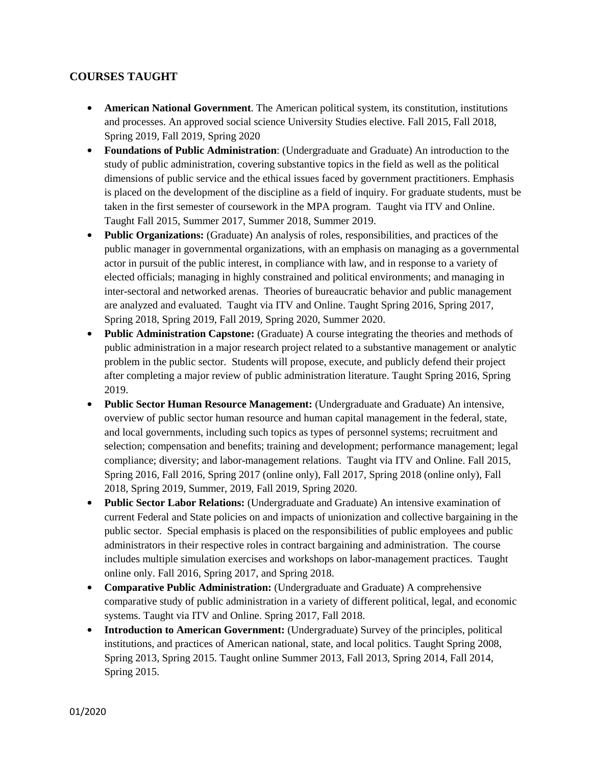## COURSES TAUGHT

- **American National Government**. The American political system, its constitution, institutions and processes. An approved social science University Studies elective. Fall 2015, Fall 2018, Spring 2019, Fall 2019, Spring 2020
- **Foundations of Public Administration**: (Undergraduate and Graduate) An introduction to the study of public administration, covering substantive topics in the field as well as the political dimensions of public service and the ethical issues faced by government practitioners. Emphasis is placed on the development of the discipline as a field of inquiry. For graduate students, must be taken in the first semester of coursework in the MPA program. Taught via ITV and Online. Taught Fall 2015, Summer 2017, Summer 2018, Summer 2019.
- **Public Organizations:** (Graduate) An analysis of roles, responsibilities, and practices of the public manager in governmental organizations, with an emphasis on managing as a governmental actor in pursuit of the public interest, in compliance with law, and in response to a variety of elected officials; managing in highly constrained and political environments; and managing in inter-sectoral and networked arenas. Theories of bureaucratic behavior and public management are analyzed and evaluated. Taught via ITV and Online. Taught Spring 2016, Spring 2017, Spring 2018, Spring 2019, Fall 2019, Spring 2020, Summer 2020.
- **Public Administration Capstone:** (Graduate) A course integrating the theories and methods of public administration in a major research project related to a substantive management or analytic problem in the public sector. Students will propose, execute, and publicly defend their project after completing a major review of public administration literature. Taught Spring 2016, Spring 2019.
- **Public Sector Human Resource Management:** (Undergraduate and Graduate) An intensive, overview of public sector human resource and human capital management in the federal, state, and local governments, including such topics as types of personnel systems; recruitment and selection; compensation and benefits; training and development; performance management; legal compliance; diversity; and labor-management relations. Taught via ITV and Online. Fall 2015, Spring 2016, Fall 2016, Spring 2017 (online only), Fall 2017, Spring 2018 (online only), Fall 2018, Spring 2019, Summer, 2019, Fall 2019, Spring 2020.
- **Public Sector Labor Relations:** (Undergraduate and Graduate) An intensive examination of current Federal and State policies on and impacts of unionization and collective bargaining in the public sector. Special emphasis is placed on the responsibilities of public employees and public administrators in their respective roles in contract bargaining and administration. The course includes multiple simulation exercises and workshops on labor-management practices. Taught online only. Fall 2016, Spring 2017, and Spring 2018.
- **Comparative Public Administration:** (Undergraduate and Graduate) A comprehensive comparative study of public administration in a variety of different political, legal, and economic systems. Taught via ITV and Online. Spring 2017, Fall 2018.
- **Introduction to American Government:** (Undergraduate) Survey of the principles, political institutions, and practices of American national, state, and local politics. Taught Spring 2008, Spring 2013, Spring 2015. Taught online Summer 2013, Fall 2013, Spring 2014, Fall 2014, Spring 2015.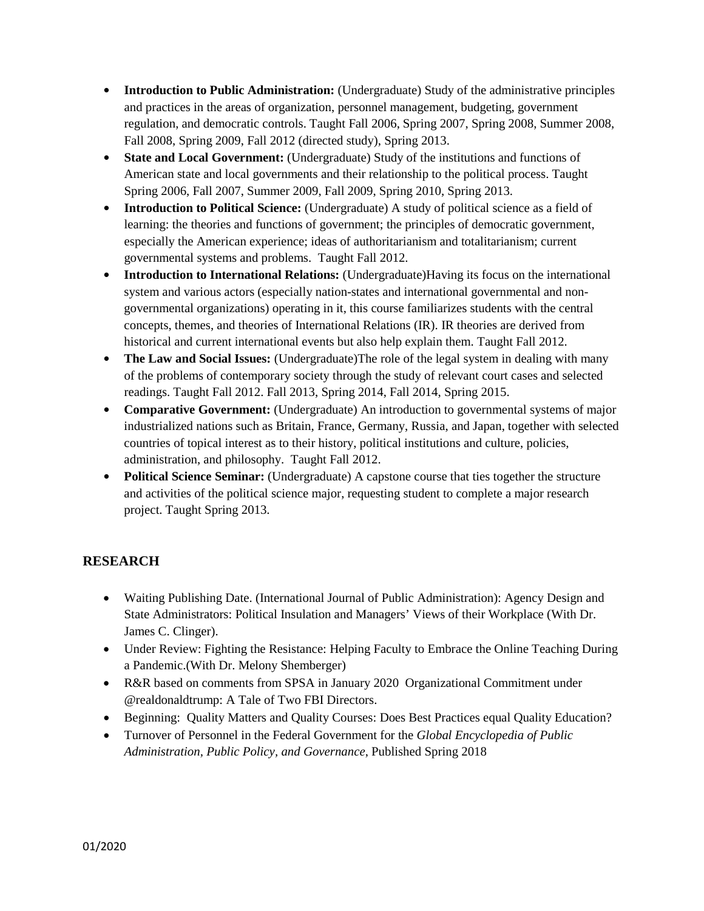- **Introduction to Public Administration:** (Undergraduate) Study of the administrative principles and practices in the areas of organization, personnel management, budgeting, government regulation, and democratic controls. Taught Fall 2006, Spring 2007, Spring 2008, Summer 2008, Fall 2008, Spring 2009, Fall 2012 (directed study), Spring 2013.
- **State and Local Government:** (Undergraduate) Study of the institutions and functions of American state and local governments and their relationship to the political process. Taught Spring 2006, Fall 2007, Summer 2009, Fall 2009, Spring 2010, Spring 2013.
- **Introduction to Political Science:** (Undergraduate) A study of political science as a field of learning: the theories and functions of government; the principles of democratic government, especially the American experience; ideas of authoritarianism and totalitarianism; current governmental systems and problems. Taught Fall 2012.
- **Introduction to International Relations:** (Undergraduate)Having its focus on the international system and various actors (especially nation-states and international governmental and non-governmental organizations) operating in it, this course familiarizes students with the central concepts, themes, and theories of International Relations (IR). IR theories are derived from historical and current international events but also help explain them. Taught Fall 2012.
- **The Law and Social Issues:** (Undergraduate)The role of the legal system in dealing with many of the problems of contemporary society through the study of relevant court cases and selected readings. Taught Fall 2012. Fall 2013, Spring 2014, Fall 2014, Spring 2015.
- **Comparative Government:** (Undergraduate) An introduction to governmental systems of major industrialized nations such as Britain, France, Germany, Russia, and Japan, together with selected countries of topical interest as to their history, political institutions and culture, policies, administration, and philosophy. Taught Fall 2012.
- **Political Science Seminar:** (Undergraduate) A capstone course that ties together the structure and activities of the political science major, requesting student to complete a major research project. Taught Spring 2013.

## RESEARCH

- Waiting Publishing Date. (International Journal of Public Administration): Agency Design and State Administrators: Political Insulation and Managers' Views of their Workplace (With Dr. James C. Clinger).
- Under Review: Fighting the Resistance: Helping Faculty to Embrace the Online Teaching During a Pandemic.(With Dr. Melony Shemberger)
- R&R based on comments from SPSA in January 2020 Organizational Commitment under @realdonaldtrump: A Tale of Two FBI Directors.
- Beginning: Quality Matters and Quality Courses: Does Best Practices equal Quality Education?
- Turnover of Personnel in the Federal Government for the *Global Encyclopedia of Public Administration, Public Policy, and Governance*, Published Spring 2018

01/2020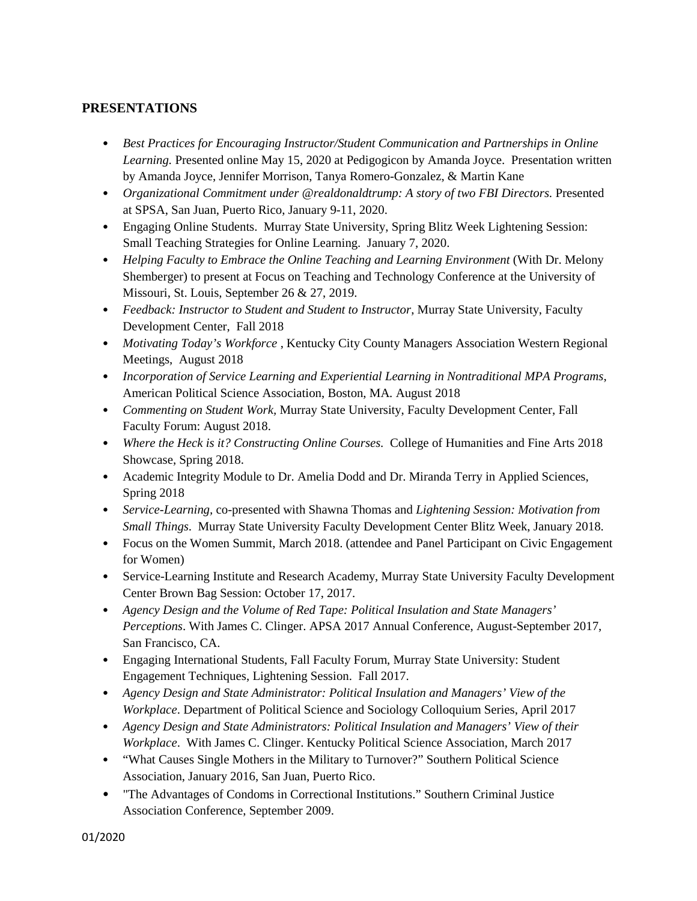## PRESENTATIONS

- *Best Practices for Encouraging Instructor/Student Communication and Partnerships in Online Learning.* Presented online May 15, 2020 at Pedigogicon by Amanda Joyce. Presentation written by Amanda Joyce, Jennifer Morrison, Tanya Romero-Gonzalez, & Martin Kane
- *Organizational Commitment under @realdonaldtrump: A story of two FBI Directors.* Presented at SPSA, San Juan, Puerto Rico, January 9-11, 2020.
- Engaging Online Students. Murray State University, Spring Blitz Week Lightening Session: Small Teaching Strategies for Online Learning. January 7, 2020.
- *Helping Faculty to Embrace the Online Teaching and Learning Environment* (With Dr. Melony Shemberger) to present at Focus on Teaching and Technology Conference at the University of Missouri, St. Louis, September 26 & 27, 2019.
- *Feedback: Instructor to Student and Student to Instructor,* Murray State University, Faculty Development Center, Fall 2018
- *Motivating Today's Workforce* , Kentucky City County Managers Association Western Regional Meetings, August 2018
- *Incorporation of Service Learning and Experiential Learning in Nontraditional MPA Programs*, American Political Science Association, Boston, MA. August 2018
- *Commenting on Student Work,* Murray State University, Faculty Development Center, Fall Faculty Forum: August 2018.
- *Where the Heck is it? Constructing Online Courses.* College of Humanities and Fine Arts 2018 Showcase, Spring 2018.
- Academic Integrity Module to Dr. Amelia Dodd and Dr. Miranda Terry in Applied Sciences, Spring 2018
- *Service-Learning,* co-presented with Shawna Thomas and *Lightening Session: Motivation from Small Things*. Murray State University Faculty Development Center Blitz Week, January 2018.
- Focus on the Women Summit, March 2018. (attendee and Panel Participant on Civic Engagement for Women)
- Service-Learning Institute and Research Academy, Murray State University Faculty Development Center Brown Bag Session: October 17, 2017.
- *Agency Design and the Volume of Red Tape: Political Insulation and State Managers' Perceptions*. With James C. Clinger. APSA 2017 Annual Conference, August-September 2017, San Francisco, CA.
- Engaging International Students, Fall Faculty Forum, Murray State University: Student Engagement Techniques, Lightening Session. Fall 2017.
- *Agency Design and State Administrator: Political Insulation and Managers' View of the Workplace*. Department of Political Science and Sociology Colloquium Series, April 2017
- *Agency Design and State Administrators: Political Insulation and Managers' View of their Workplace*. With James C. Clinger. Kentucky Political Science Association, March 2017
- "What Causes Single Mothers in the Military to Turnover?" Southern Political Science Association, January 2016, San Juan, Puerto Rico.
- "The Advantages of Condoms in Correctional Institutions." Southern Criminal Justice Association Conference, September 2009.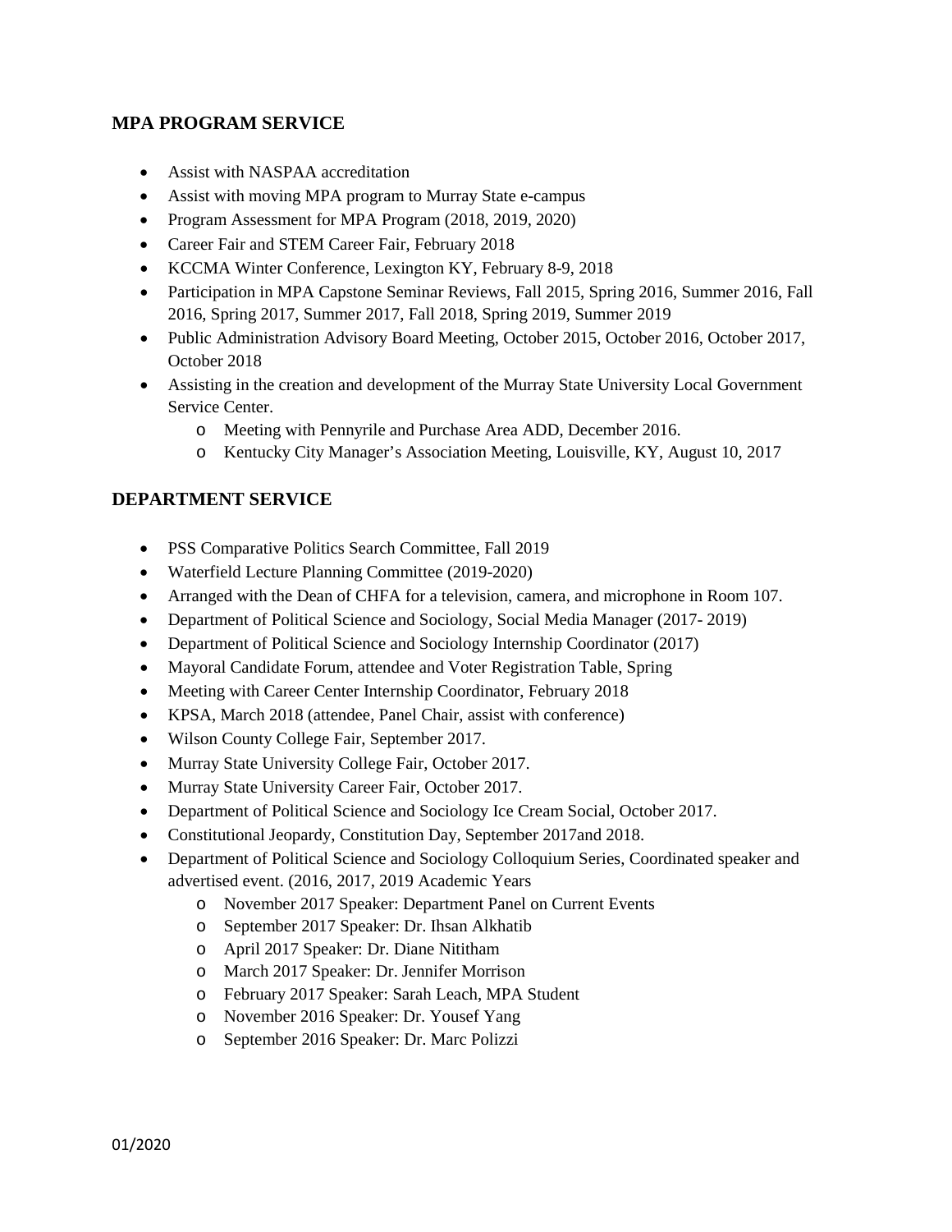## MPA PROGRAM SERVICE

- Assist with NASPAA accreditation
- Assist with moving MPA program to Murray State e-campus
- Program Assessment for MPA Program (2018, 2019, 2020)
- Career Fair and STEM Career Fair, February 2018
- KCCMA Winter Conference, Lexington KY, February 8-9, 2018
- Participation in MPA Capstone Seminar Reviews, Fall 2015, Spring 2016, Summer 2016, Fall 2016, Spring 2017, Summer 2017, Fall 2018, Spring 2019, Summer 2019
- Public Administration Advisory Board Meeting, October 2015, October 2016, October 2017, October 2018
- Assisting in the creation and development of the Murray State University Local Government Service Center.
  - Meeting with Pennyrile and Purchase Area ADD, December 2016.
  - Kentucky City Manager's Association Meeting, Louisville, KY, August 10, 2017

## DEPARTMENT SERVICE

- PSS Comparative Politics Search Committee, Fall 2019
- Waterfield Lecture Planning Committee (2019-2020)
- Arranged with the Dean of CHFA for a television, camera, and microphone in Room 107.
- Department of Political Science and Sociology, Social Media Manager (2017- 2019)
- Department of Political Science and Sociology Internship Coordinator (2017)
- Mayoral Candidate Forum, attendee and Voter Registration Table, Spring
- Meeting with Career Center Internship Coordinator, February 2018
- KPSA, March 2018 (attendee, Panel Chair, assist with conference)
- Wilson County College Fair, September 2017.
- Murray State University College Fair, October 2017.
- Murray State University Career Fair, October 2017.
- Department of Political Science and Sociology Ice Cream Social, October 2017.
- Constitutional Jeopardy, Constitution Day, September 2017and 2018.
- Department of Political Science and Sociology Colloquium Series, Coordinated speaker and advertised event. (2016, 2017, 2019 Academic Years
  - November 2017 Speaker: Department Panel on Current Events
  - September 2017 Speaker: Dr. Ihsan Alkhatib
  - April 2017 Speaker: Dr. Diane Nititham
  - March 2017 Speaker: Dr. Jennifer Morrison
  - February 2017 Speaker: Sarah Leach, MPA Student
  - November 2016 Speaker: Dr. Yousef Yang
  - September 2016 Speaker: Dr. Marc Polizzi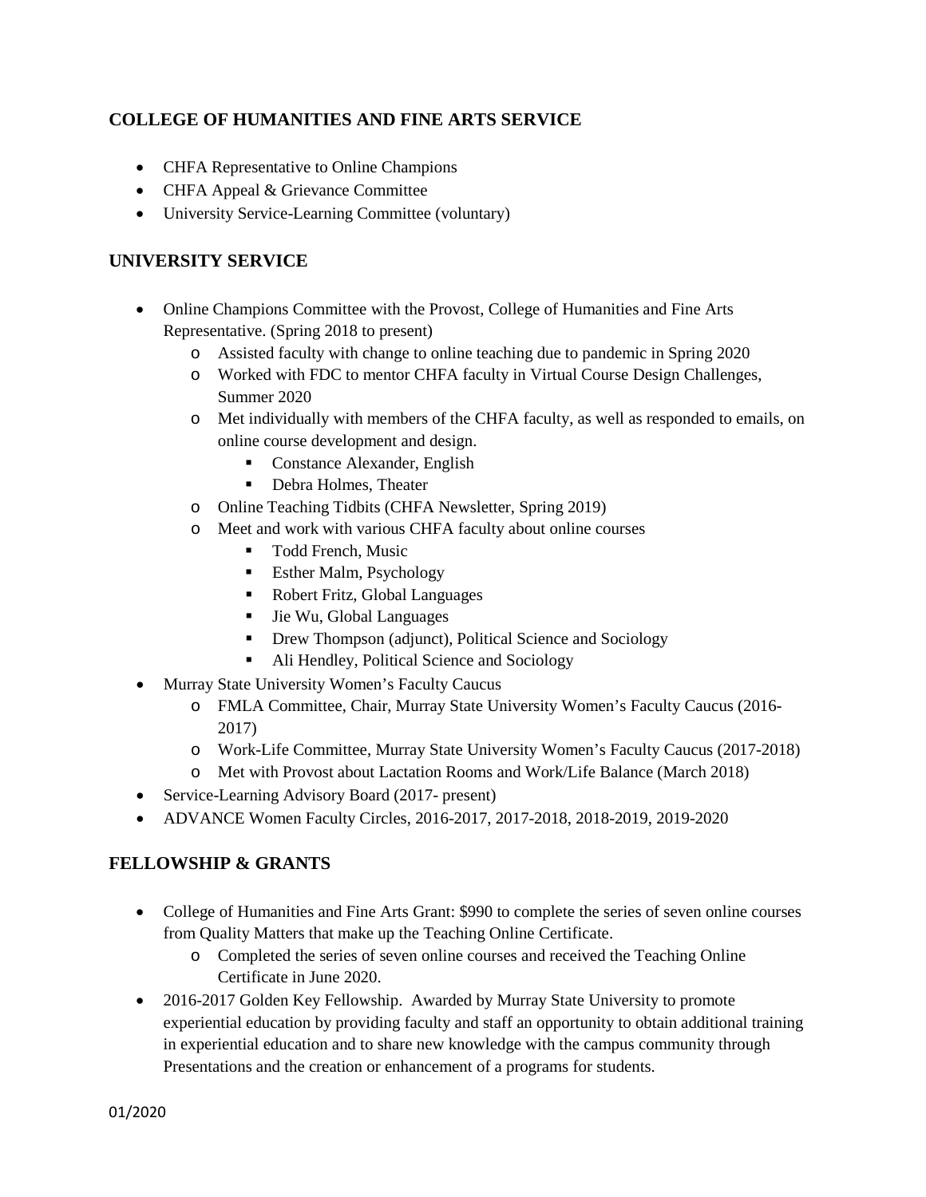## COLLEGE OF HUMANITIES AND FINE ARTS SERVICE

- CHFA Representative to Online Champions
- CHFA Appeal & Grievance Committee
- University Service-Learning Committee (voluntary)

## UNIVERSITY SERVICE

- Online Champions Committee with the Provost, College of Humanities and Fine Arts Representative. (Spring 2018 to present)
  - Assisted faculty with change to online teaching due to pandemic in Spring 2020
  - Worked with FDC to mentor CHFA faculty in Virtual Course Design Challenges, Summer 2020
  - Met individually with members of the CHFA faculty, as well as responded to emails, on online course development and design.
    - Constance Alexander, English
    - Debra Holmes, Theater
  - Online Teaching Tidbits (CHFA Newsletter, Spring 2019)
  - Meet and work with various CHFA faculty about online courses
    - Todd French, Music
    - Esther Malm, Psychology
    - Robert Fritz, Global Languages
    - Jie Wu, Global Languages
    - Drew Thompson (adjunct), Political Science and Sociology
    - Ali Hendley, Political Science and Sociology
- Murray State University Women's Faculty Caucus
  - FMLA Committee, Chair, Murray State University Women's Faculty Caucus (2016-2017)
  - Work-Life Committee, Murray State University Women's Faculty Caucus (2017-2018)
  - Met with Provost about Lactation Rooms and Work/Life Balance (March 2018)
- Service-Learning Advisory Board (2017- present)
- ADVANCE Women Faculty Circles, 2016-2017, 2017-2018, 2018-2019, 2019-2020

## FELLOWSHIP & GRANTS

- College of Humanities and Fine Arts Grant: $990 to complete the series of seven online courses from Quality Matters that make up the Teaching Online Certificate.
  - Completed the series of seven online courses and received the Teaching Online Certificate in June 2020.
- 2016-2017 Golden Key Fellowship. Awarded by Murray State University to promote experiential education by providing faculty and staff an opportunity to obtain additional training in experiential education and to share new knowledge with the campus community through Presentations and the creation or enhancement of a programs for students.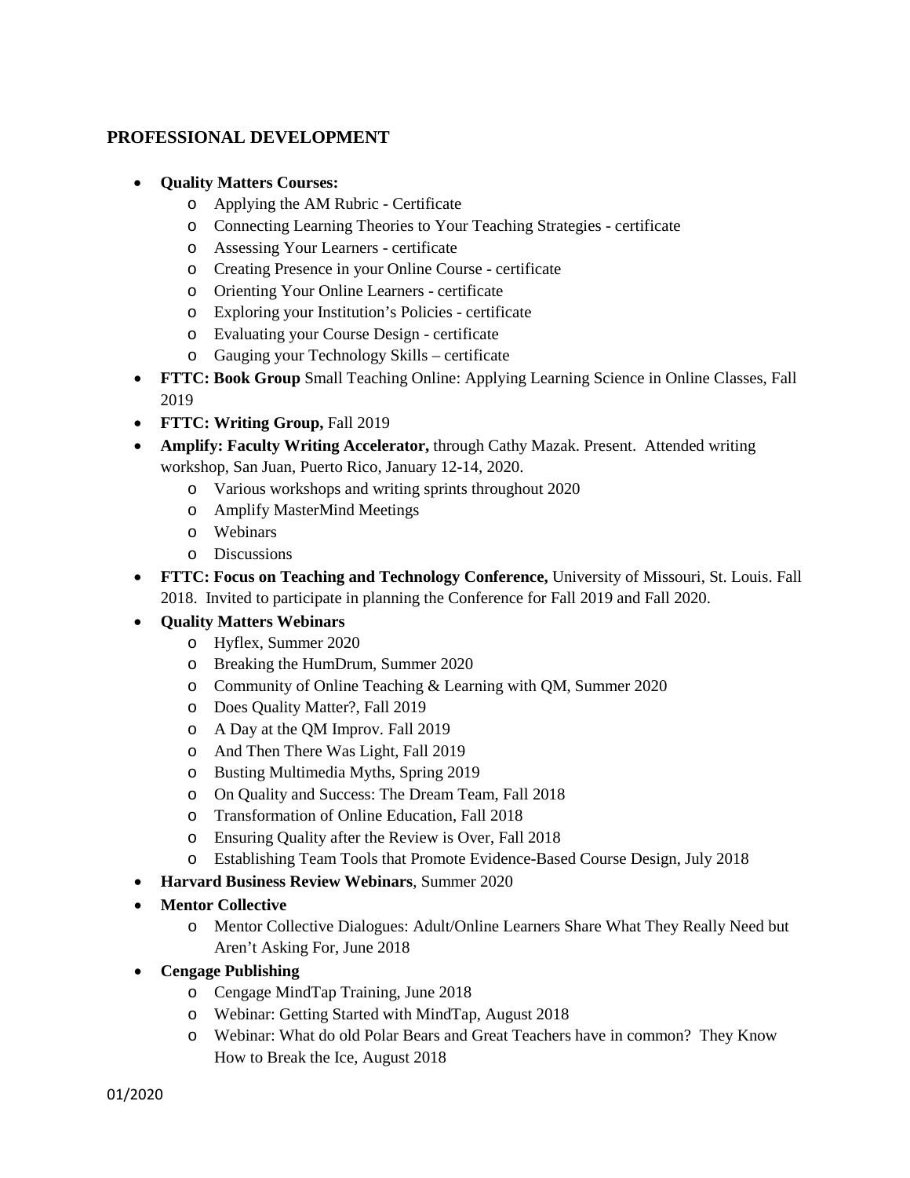## PROFESSIONAL DEVELOPMENT

- **Quality Matters Courses:**
  - Applying the AM Rubric - Certificate
  - Connecting Learning Theories to Your Teaching Strategies - certificate
  - Assessing Your Learners - certificate
  - Creating Presence in your Online Course - certificate
  - Orienting Your Online Learners - certificate
  - Exploring your Institution's Policies - certificate
  - Evaluating your Course Design - certificate
  - Gauging your Technology Skills – certificate
- **FTTC: Book Group** Small Teaching Online: Applying Learning Science in Online Classes, Fall 2019
- **FTTC: Writing Group,** Fall 2019
- **Amplify: Faculty Writing Accelerator,** through Cathy Mazak. Present. Attended writing workshop, San Juan, Puerto Rico, January 12-14, 2020.
  - Various workshops and writing sprints throughout 2020
  - Amplify MasterMind Meetings
  - Webinars
  - Discussions
- **FTTC: Focus on Teaching and Technology Conference,** University of Missouri, St. Louis. Fall 2018. Invited to participate in planning the Conference for Fall 2019 and Fall 2020.
- **Quality Matters Webinars**
  - Hyflex, Summer 2020
  - Breaking the HumDrum, Summer 2020
  - Community of Online Teaching & Learning with QM, Summer 2020
  - Does Quality Matter?, Fall 2019
  - A Day at the QM Improv. Fall 2019
  - And Then There Was Light, Fall 2019
  - Busting Multimedia Myths, Spring 2019
  - On Quality and Success: The Dream Team, Fall 2018
  - Transformation of Online Education, Fall 2018
  - Ensuring Quality after the Review is Over, Fall 2018
  - Establishing Team Tools that Promote Evidence-Based Course Design, July 2018
- **Harvard Business Review Webinars**, Summer 2020
- **Mentor Collective**
  - Mentor Collective Dialogues: Adult/Online Learners Share What They Really Need but Aren't Asking For, June 2018
- **Cengage Publishing**
  - Cengage MindTap Training, June 2018
  - Webinar: Getting Started with MindTap, August 2018
  - Webinar: What do old Polar Bears and Great Teachers have in common? They Know How to Break the Ice, August 2018

01/2020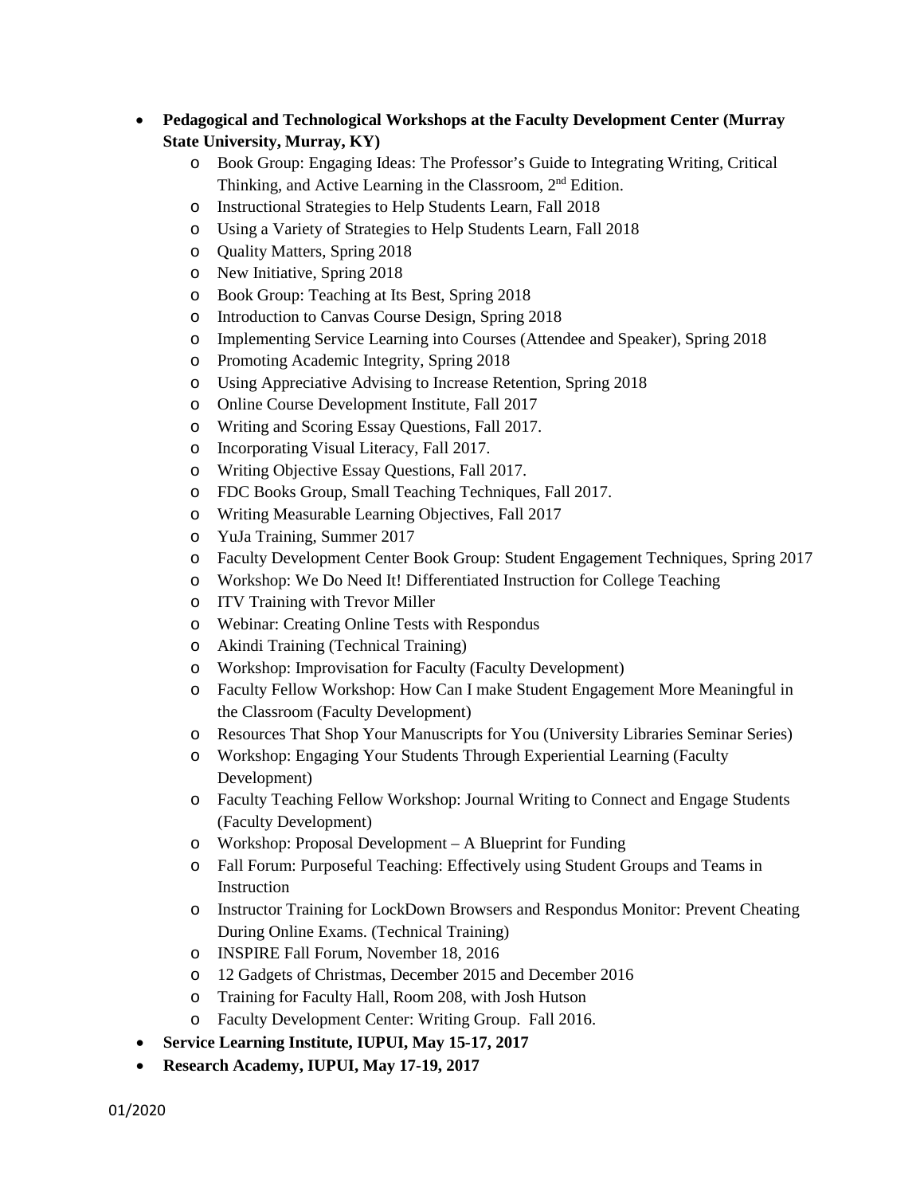- **Pedagogical and Technological Workshops at the Faculty Development Center (Murray State University, Murray, KY)**
    - Book Group: Engaging Ideas: The Professor's Guide to Integrating Writing, Critical Thinking, and Active Learning in the Classroom, 2nd Edition.
    - Instructional Strategies to Help Students Learn, Fall 2018
    - Using a Variety of Strategies to Help Students Learn, Fall 2018
    - Quality Matters, Spring 2018
    - New Initiative, Spring 2018
    - Book Group: Teaching at Its Best, Spring 2018
    - Introduction to Canvas Course Design, Spring 2018
    - Implementing Service Learning into Courses (Attendee and Speaker), Spring 2018
    - Promoting Academic Integrity, Spring 2018
    - Using Appreciative Advising to Increase Retention, Spring 2018
    - Online Course Development Institute, Fall 2017
    - Writing and Scoring Essay Questions, Fall 2017.
    - Incorporating Visual Literacy, Fall 2017.
    - Writing Objective Essay Questions, Fall 2017.
    - FDC Books Group, Small Teaching Techniques, Fall 2017.
    - Writing Measurable Learning Objectives, Fall 2017
    - YuJa Training, Summer 2017
    - Faculty Development Center Book Group: Student Engagement Techniques, Spring 2017
    - Workshop: We Do Need It! Differentiated Instruction for College Teaching
    - ITV Training with Trevor Miller
    - Webinar: Creating Online Tests with Respondus
    - Akindi Training (Technical Training)
    - Workshop: Improvisation for Faculty (Faculty Development)
    - Faculty Fellow Workshop: How Can I make Student Engagement More Meaningful in the Classroom (Faculty Development)
    - Resources That Shop Your Manuscripts for You (University Libraries Seminar Series)
    - Workshop: Engaging Your Students Through Experiential Learning (Faculty Development)
    - Faculty Teaching Fellow Workshop: Journal Writing to Connect and Engage Students (Faculty Development)
    - Workshop: Proposal Development – A Blueprint for Funding
    - Fall Forum: Purposeful Teaching: Effectively using Student Groups and Teams in Instruction
    - Instructor Training for LockDown Browsers and Respondus Monitor: Prevent Cheating During Online Exams. (Technical Training)
    - INSPIRE Fall Forum, November 18, 2016
    - 12 Gadgets of Christmas, December 2015 and December 2016
    - Training for Faculty Hall, Room 208, with Josh Hutson
    - Faculty Development Center: Writing Group. Fall 2016.
- **Service Learning Institute, IUPUI, May 15-17, 2017**
- **Research Academy, IUPUI, May 17-19, 2017**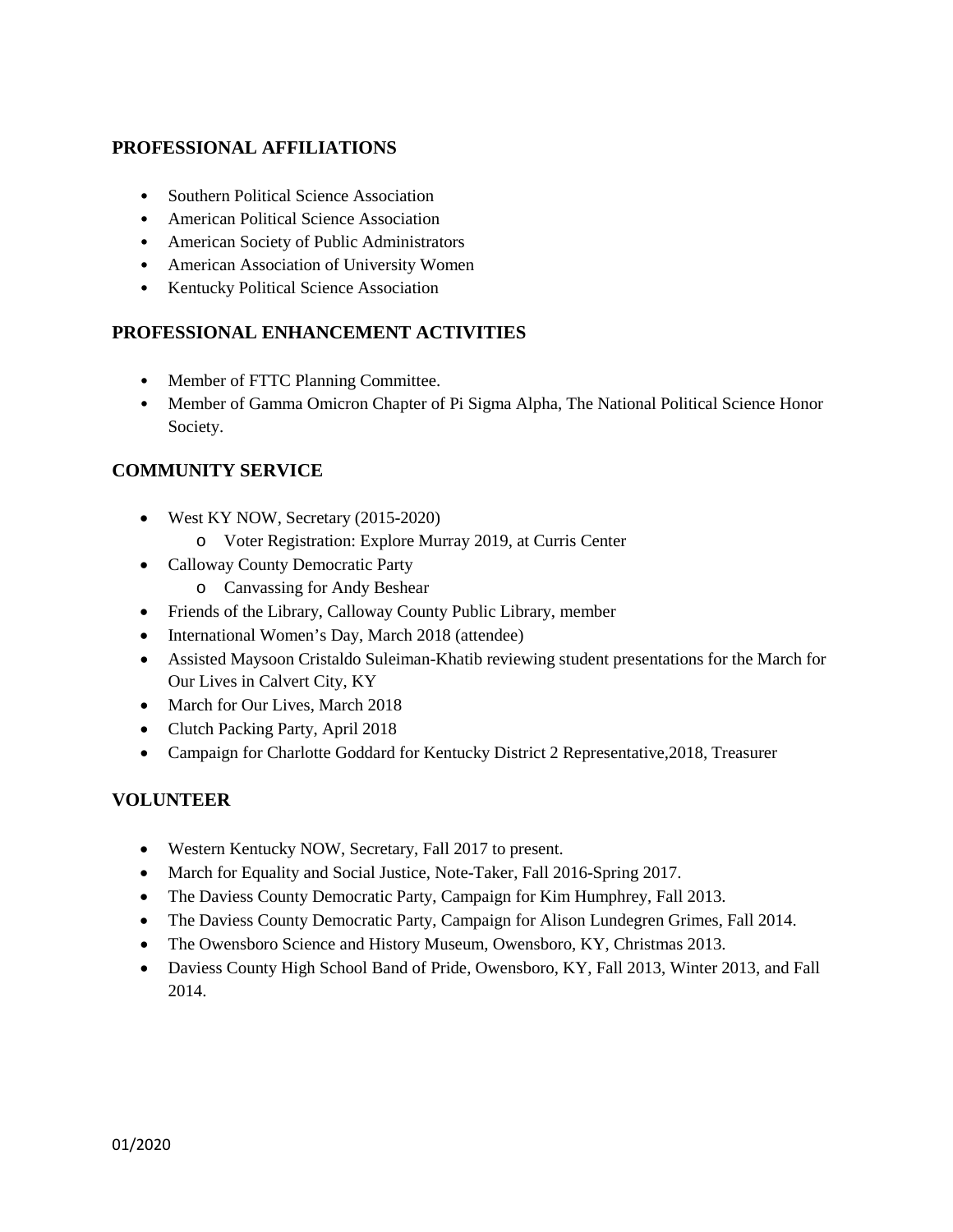## PROFESSIONAL AFFILIATIONS

- Southern Political Science Association
- American Political Science Association
- American Society of Public Administrators
- American Association of University Women
- Kentucky Political Science Association

## PROFESSIONAL ENHANCEMENT ACTIVITIES

- Member of FTTC Planning Committee.
- Member of Gamma Omicron Chapter of Pi Sigma Alpha, The National Political Science Honor Society.

## COMMUNITY SERVICE

- West KY NOW, Secretary (2015-2020)
    - Voter Registration: Explore Murray 2019, at Curris Center
- Calloway County Democratic Party
    - Canvassing for Andy Beshear
- Friends of the Library, Calloway County Public Library, member
- International Women's Day, March 2018 (attendee)
- Assisted Maysoon Cristaldo Suleiman-Khatib reviewing student presentations for the March for Our Lives in Calvert City, KY
- March for Our Lives, March 2018
- Clutch Packing Party, April 2018
- Campaign for Charlotte Goddard for Kentucky District 2 Representative,2018, Treasurer

## VOLUNTEER

- Western Kentucky NOW, Secretary, Fall 2017 to present.
- March for Equality and Social Justice, Note-Taker, Fall 2016-Spring 2017.
- The Daviess County Democratic Party, Campaign for Kim Humphrey, Fall 2013.
- The Daviess County Democratic Party, Campaign for Alison Lundegren Grimes, Fall 2014.
- The Owensboro Science and History Museum, Owensboro, KY, Christmas 2013.
- Daviess County High School Band of Pride, Owensboro, KY, Fall 2013, Winter 2013, and Fall 2014.

01/2020